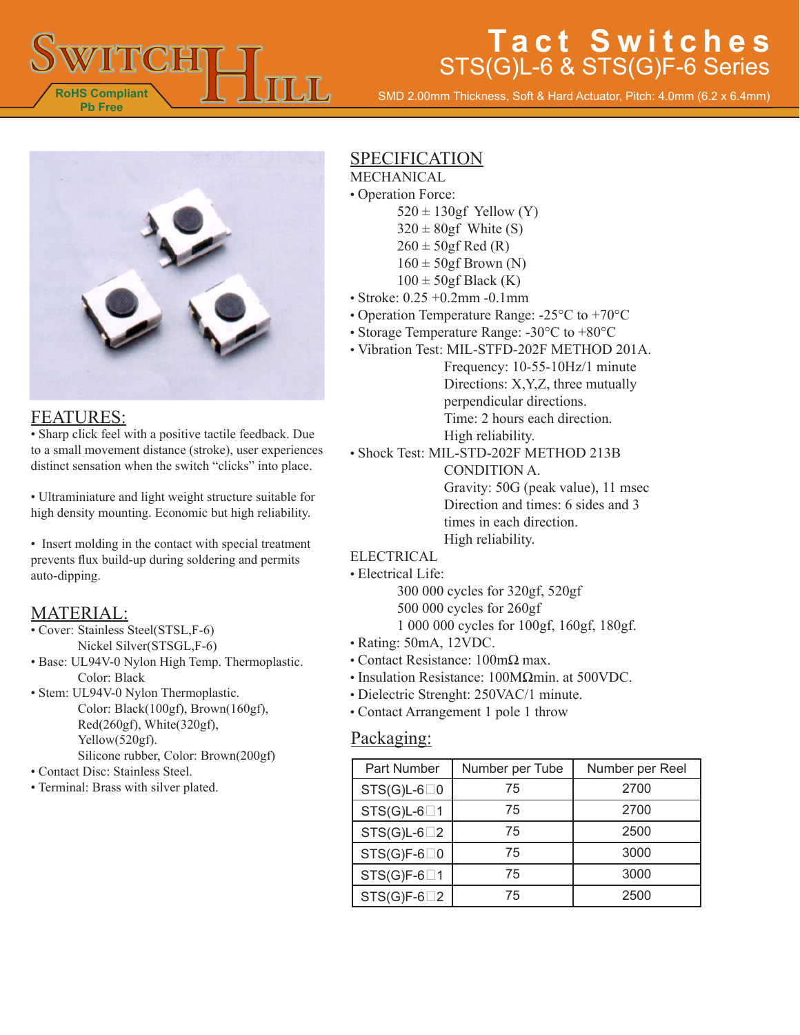# Tact Switches

## STS(G)L-6 & STS(G)F-6 Series

SMD 2.00mm Thickness, Soft & Hard Actuator, Pitch: 4.0mm (6.2 x 6.4mm)

RoHS Compliant
Pb Free

## FEATURES:

• Sharp click feel with a positive tactile feedback. Due to a small movement distance (stroke), user experiences distinct sensation when the switch "clicks" into place.

• Ultraminiature and light weight structure suitable for high density mounting. Economic but high reliability.

• Insert molding in the contact with special treatment prevents flux build-up during soldering and permits auto-dipping.

## MATERIAL:

- Cover: Stainless Steel(STSL,F-6)
  Nickel Silver(STSGL,F-6)
- Base: UL94V-0 Nylon High Temp. Thermoplastic.
  Color: Black
- Stem: UL94V-0 Nylon Thermoplastic.
  Color: Black(100gf), Brown(160gf), Red(260gf), White(320gf), Yellow(520gf).
  Silicone rubber, Color: Brown(200gf)
- Contact Disc: Stainless Steel.
- Terminal: Brass with silver plated.

## SPECIFICATION

MECHANICAL

- Operation Force:
  - 520 ± 130gf Yellow (Y)
  - 320 ± 80gf White (S)
  - 260 ± 50gf Red (R)
  - 160 ± 50gf Brown (N)
  - 100 ± 50gf Black (K)
- Stroke: 0.25 +0.2mm -0.1mm
- Operation Temperature Range: -25°C to +70°C
- Storage Temperature Range: -30°C to +80°C
- Vibration Test: MIL-STFD-202F METHOD 201A.
  Frequency: 10-55-10Hz/1 minute
  Directions: X,Y,Z, three mutually perpendicular directions.
  Time: 2 hours each direction.
  High reliability.
- Shock Test: MIL-STD-202F METHOD 213B CONDITION A.
  Gravity: 50G (peak value), 11 msec
  Direction and times: 6 sides and 3 times in each direction.
  High reliability.

ELECTRICAL

- Electrical Life:
  - 300 000 cycles for 320gf, 520gf
  - 500 000 cycles for 260gf
  - 1 000 000 cycles for 100gf, 160gf, 180gf.
- Rating: 50mA, 12VDC.
- Contact Resistance: 100mΩ max.
- Insulation Resistance: 100MΩmin. at 500VDC.
- Dielectric Strenght: 250VAC/1 minute.
- Contact Arrangement 1 pole 1 throw

## Packaging:

| Part Number | Number per Tube | Number per Reel |
|---|---|---|
| STS(G)L-6□0 | 75 | 2700 |
| STS(G)L-6□1 | 75 | 2700 |
| STS(G)L-6□2 | 75 | 2500 |
| STS(G)F-6□0 | 75 | 3000 |
| STS(G)F-6□1 | 75 | 3000 |
| STS(G)F-6□2 | 75 | 2500 |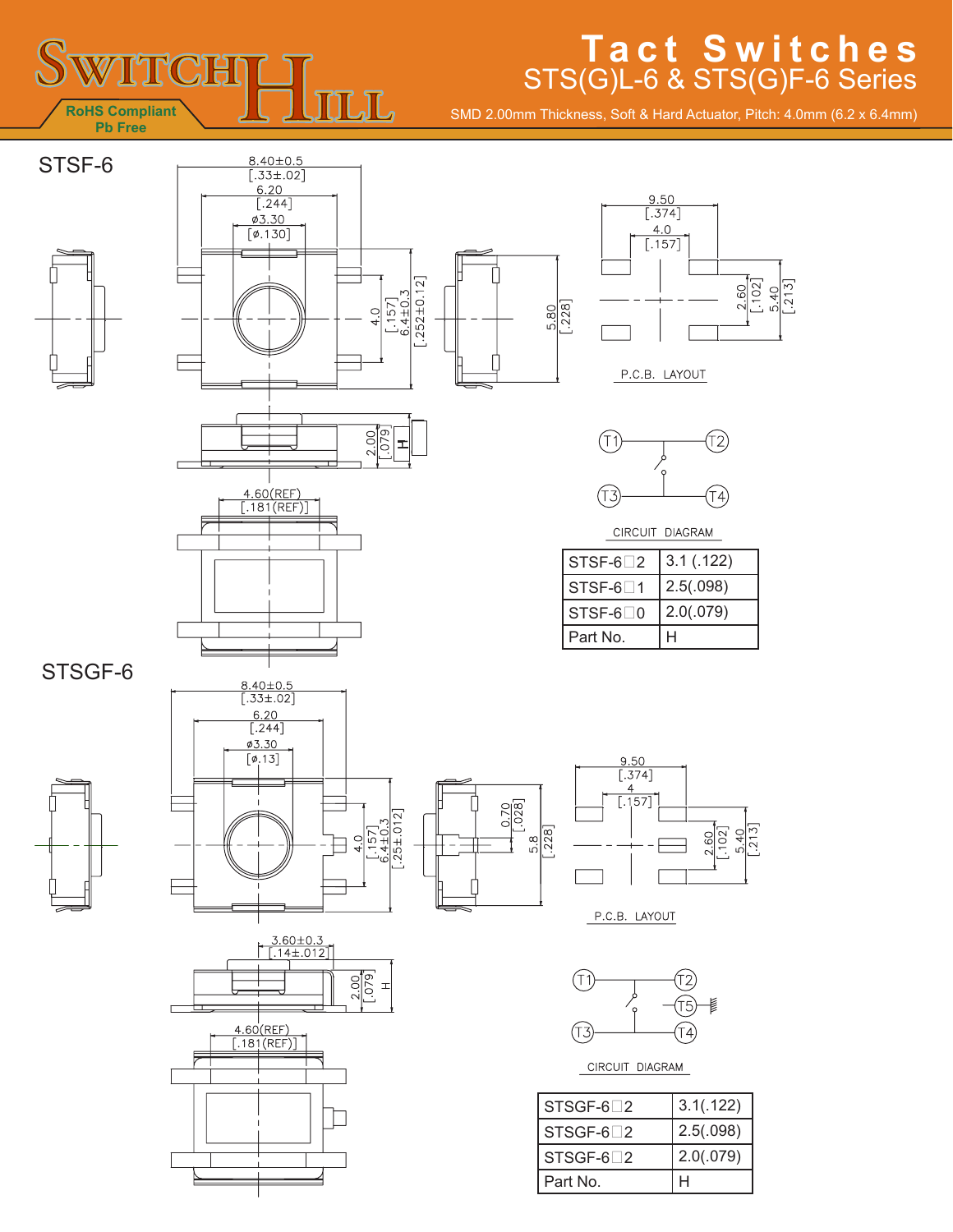# Tact Switches

## STS(G)L-6 & STS(G)F-6 Series

SMD 2.00mm Thickness, Soft & Hard Actuator, Pitch: 4.0mm (6.2 x 6.4mm)

RoHS Compliant
Pb Free

## STSF-6

8.40±0.5 [.33±.02]
6.20 [.244]
ø3.30 [ø.130]
4.0 [.157]
6.4±0.3 [.252±0.12]
5.80 [.228]
2.00 [.079]
H
4.60(REF) [.181(REF)]

9.50 [.374]
4.0 [.157]
2.60 [.102]
5.40 [.213]

P.C.B. LAYOUT

T1 T2 T3 T4

CIRCUIT DIAGRAM

| Part No. | H |
|---|---|
| STSF-6□2 | 3.1 (.122) |
| STSF-6□1 | 2.5(.098) |
| STSF-6□0 | 2.0(.079) |

## STSGF-6

8.40±0.5 [.33±.02]
6.20 [.244]
ø3.30 [ø.13]
4.0 [.157]
6.4±0.3 [.25±.012]
0.70 [.028]
5.8 [.228]
3.60±0.3 [.14±.012]
2.00 [.079]
H
4.60(REF) [.181(REF)]

9.50 [.374]
4 [.157]
2.60 [.102]
5.40 [.213]

P.C.B. LAYOUT

T1 T2 T3 T4 T5

CIRCUIT DIAGRAM

| Part No. | H |
|---|---|
| STSGF-6□2 | 3.1(.122) |
| STSGF-6□2 | 2.5(.098) |
| STSGF-6□2 | 2.0(.079) |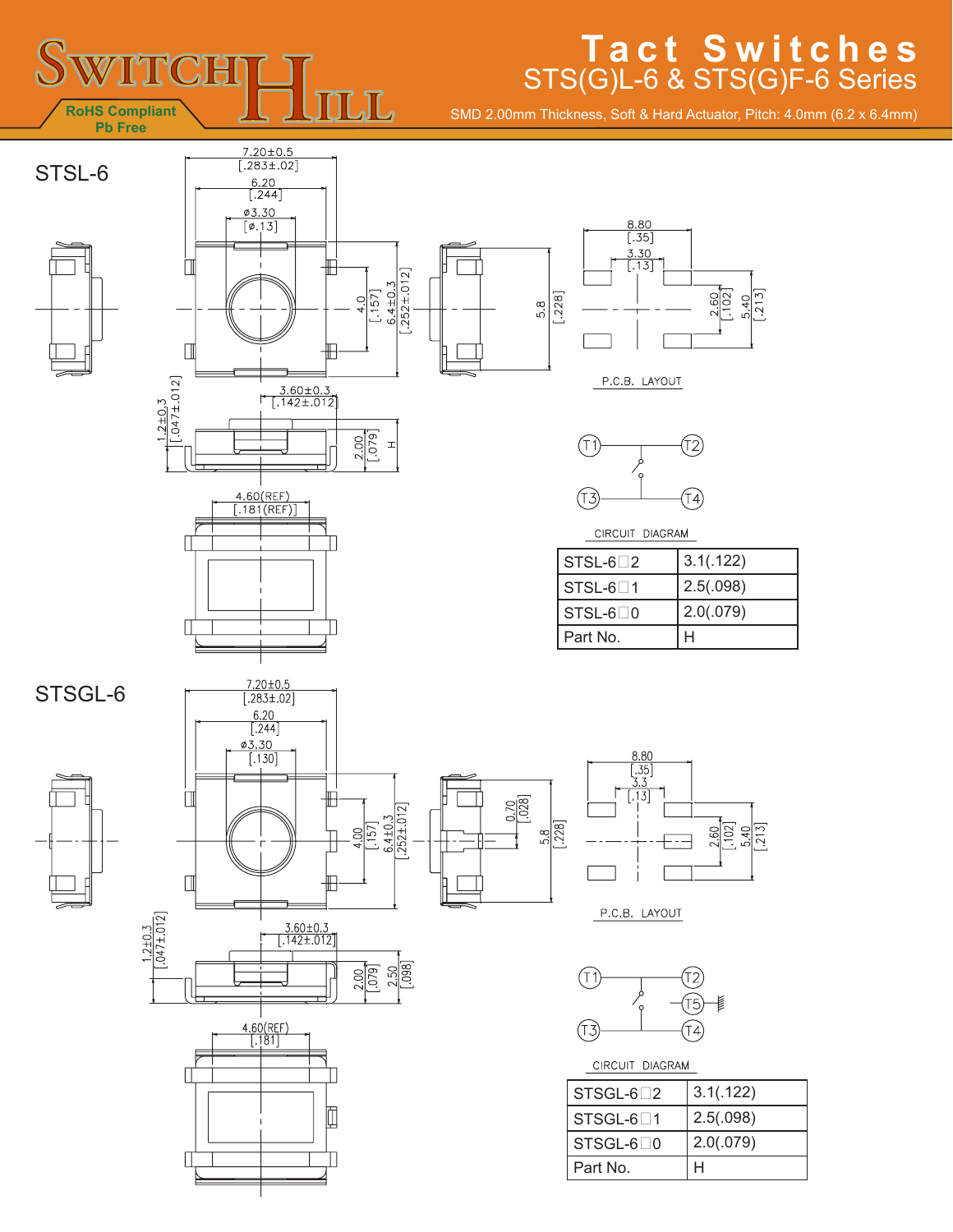# Tact Switches

## STS(G)L-6 & STS(G)F-6 Series

SMD 2.00mm Thickness, Soft & Hard Actuator, Pitch: 4.0mm (6.2 x 6.4mm)

RoHS Compliant
Pb Free

## STSL-6

P.C.B. LAYOUT

CIRCUIT DIAGRAM

| STSL-6□2 | 3.1(.122) |
|---|---|
| STSL-6□1 | 2.5(.098) |
| STSL-6□0 | 2.0(.079) |
| Part No. | H |

## STSGL-6

P.C.B. LAYOUT

CIRCUIT DIAGRAM

| STSGL-6□2 | 3.1(.122) |
|---|---|
| STSGL-6□1 | 2.5(.098) |
| STSGL-6□0 | 2.0(.079) |
| Part No. | H |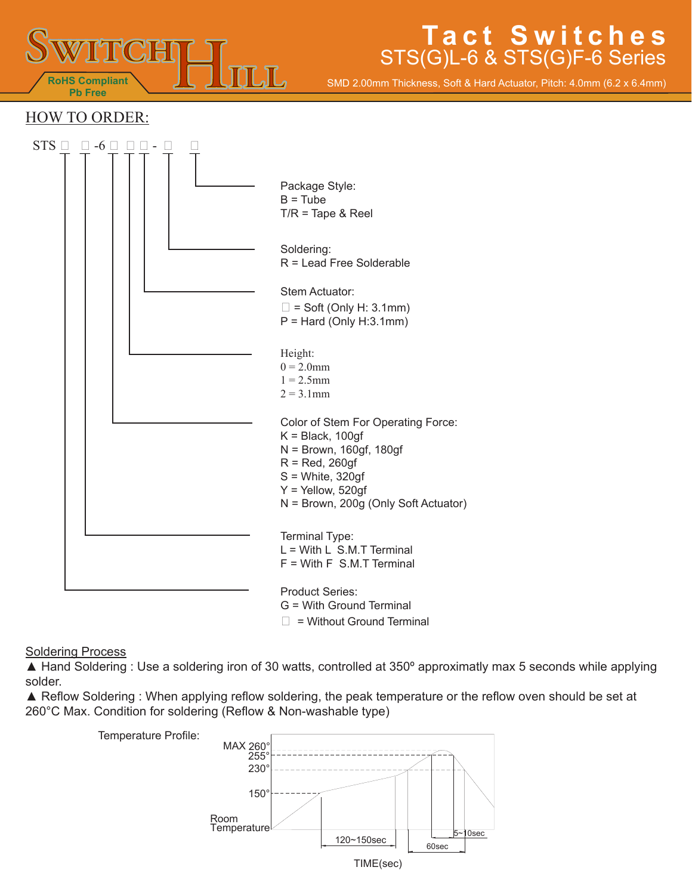Switch Hill

RoHS Compliant
Pb Free

# Tact Switches
## STS(G)L-6 & STS(G)F-6 Series

SMD 2.00mm Thickness, Soft & Hard Actuator, Pitch: 4.0mm (6.2 x 6.4mm)

## HOW TO ORDER:

STS □ □ -6 □ □ □ - □ □

**Package Style:**
B = Tube
T/R = Tape & Reel

**Soldering:**
R = Lead Free Solderable

**Stem Actuator:**
□ = Soft (Only H: 3.1mm)
P = Hard (Only H:3.1mm)

**Height:**
0 = 2.0mm
1 = 2.5mm
2 = 3.1mm

**Color of Stem For Operating Force:**
K = Black, 100gf
N = Brown, 160gf, 180gf
R = Red, 260gf
S = White, 320gf
Y = Yellow, 520gf
N = Brown, 200g (Only Soft Actuator)

**Terminal Type:**
L = With L S.M.T Terminal
F = With F S.M.T Terminal

**Product Series:**
G = With Ground Terminal
□ = Without Ground Terminal

## Soldering Process

▲ Hand Soldering : Use a soldering iron of 30 watts, controlled at 350º approximatly max 5 seconds while applying solder.

▲ Reflow Soldering : When applying reflow soldering, the peak temperature or the reflow oven should be set at 260°C Max. Condition for soldering (Reflow & Non-washable type)

Temperature Profile:

MAX 260°
255°
230°
150°
Room Temperature
120~150sec
60sec
5~10sec
TIME(sec)